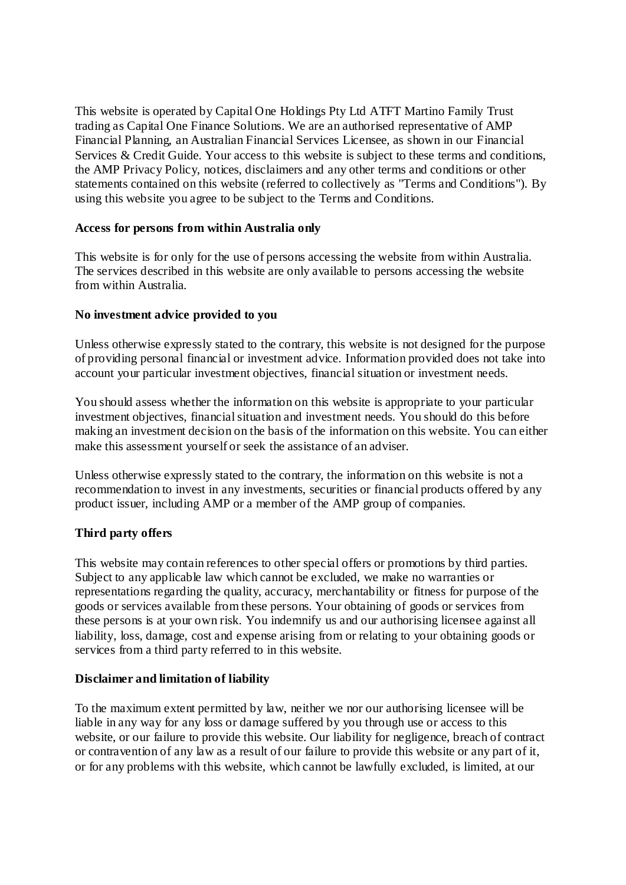This website is operated by Capital One Holdings Pty Ltd ATFT Martino Family Trust trading as Capital One Finance Solutions. We are an authorised representative of AMP Financial Planning, an Australian Financial Services Licensee, as shown in our Financial Services & Credit Guide. Your access to this website is subject to these terms and conditions, the AMP Privacy Policy, notices, disclaimers and any other terms and conditions or other statements contained on this website (referred to collectively as "Terms and Conditions"). By using this website you agree to be subject to the Terms and Conditions.

**Access for persons from within Australia only**

This website is for only for the use of persons accessing the website from within Australia. The services described in this website are only available to persons accessing the website from within Australia.

**No investment advice provided to you**

Unless otherwise expressly stated to the contrary, this website is not designed for the purpose of providing personal financial or investment advice. Information provided does not take into account your particular investment objectives, financial situation or investment needs.

You should assess whether the information on this website is appropriate to your particular investment objectives, financial situation and investment needs. You should do this before making an investment decision on the basis of the information on this website. You can either make this assessment yourself or seek the assistance of an adviser.

Unless otherwise expressly stated to the contrary, the information on this website is not a recommendation to invest in any investments, securities or financial products offered by any product issuer, including AMP or a member of the AMP group of companies.

**Third party offers**

This website may contain references to other special offers or promotions by third parties. Subject to any applicable law which cannot be excluded, we make no warranties or representations regarding the quality, accuracy, merchantability or fitness for purpose of the goods or services available from these persons. Your obtaining of goods or services from these persons is at your own risk. You indemnify us and our authorising licensee against all liability, loss, damage, cost and expense arising from or relating to your obtaining goods or services from a third party referred to in this website.

**Disclaimer and limitation of liability**

To the maximum extent permitted by law, neither we nor our authorising licensee will be liable in any way for any loss or damage suffered by you through use or access to this website, or our failure to provide this website. Our liability for negligence, breach of contract or contravention of any law as a result of our failure to provide this website or any part of it, or for any problems with this website, which cannot be lawfully excluded, is limited, at our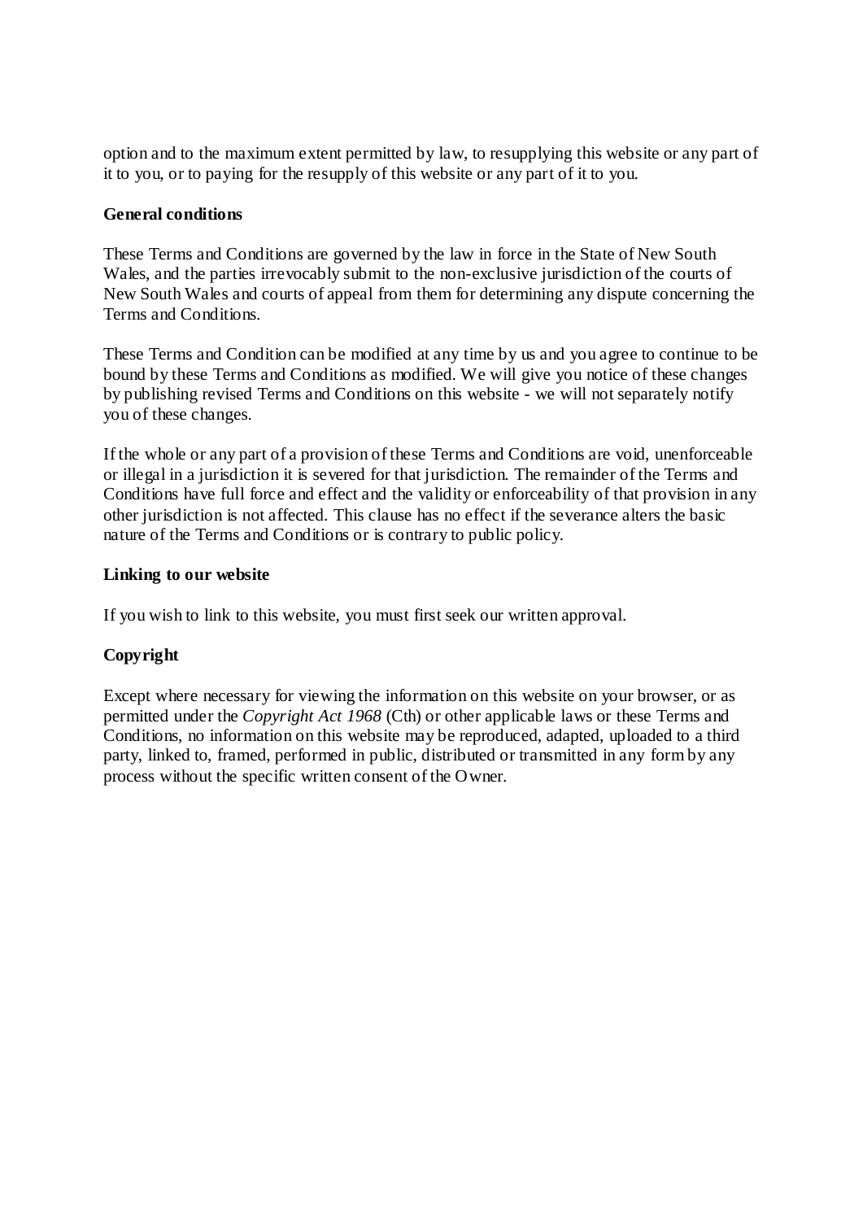option and to the maximum extent permitted by law, to resupplying this website or any part of it to you, or to paying for the resupply of this website or any part of it to you.

**General conditions**

These Terms and Conditions are governed by the law in force in the State of New South Wales, and the parties irrevocably submit to the non-exclusive jurisdiction of the courts of New South Wales and courts of appeal from them for determining any dispute concerning the Terms and Conditions.

These Terms and Condition can be modified at any time by us and you agree to continue to be bound by these Terms and Conditions as modified. We will give you notice of these changes by publishing revised Terms and Conditions on this website - we will not separately notify you of these changes.

If the whole or any part of a provision of these Terms and Conditions are void, unenforceable or illegal in a jurisdiction it is severed for that jurisdiction. The remainder of the Terms and Conditions have full force and effect and the validity or enforceability of that provision in any other jurisdiction is not affected. This clause has no effect if the severance alters the basic nature of the Terms and Conditions or is contrary to public policy.

**Linking to our website**

If you wish to link to this website, you must first seek our written approval.

**Copyright**

Except where necessary for viewing the information on this website on your browser, or as permitted under the *Copyright Act 1968* (Cth) or other applicable laws or these Terms and Conditions, no information on this website may be reproduced, adapted, uploaded to a third party, linked to, framed, performed in public, distributed or transmitted in any form by any process without the specific written consent of the Owner.